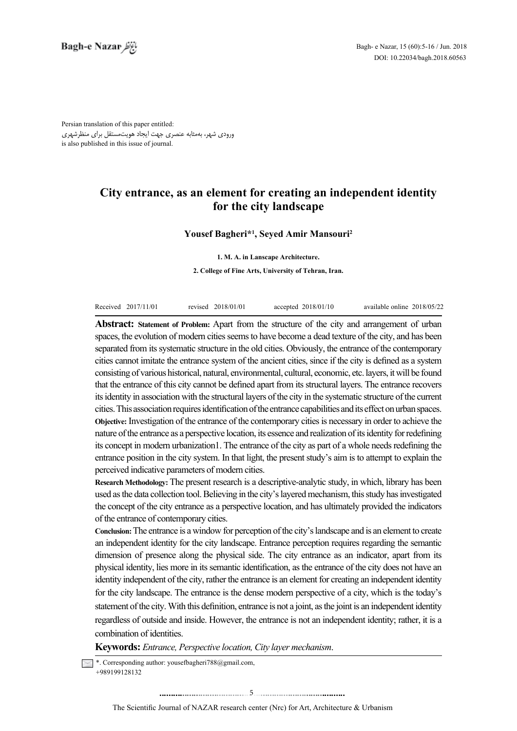Persian translation of this paper entitled:
ورودی شهر، به‌مثابه عنصری جهت ایجاد هویت‌مستقل برای منظرشهری
is also published in this issue of journal.

# City entrance, as an element for creating an independent identity for the city landscape

**Yousef Bagheri*[1], Seyed Amir Mansouri[2]**

1. M. A. in Lanscape Architecture.

2. College of Fine Arts, University of Tehran, Iran.

Received 2017/11/01 revised 2018/01/01 accepted 2018/01/10 available online 2018/05/22

**Abstract:** **Statement of Problem:** Apart from the structure of the city and arrangement of urban spaces, the evolution of modern cities seems to have become a dead texture of the city, and has been separated from its systematic structure in the old cities. Obviously, the entrance of the contemporary cities cannot imitate the entrance system of the ancient cities, since if the city is defined as a system consisting of various historical, natural, environmental, cultural, economic, etc. layers, it will be found that the entrance of this city cannot be defined apart from its structural layers. The entrance recovers its identity in association with the structural layers of the city in the systematic structure of the current cities. This association requires identification of the entrance capabilities and its effect on urban spaces.

**Objective:** Investigation of the entrance of the contemporary cities is necessary in order to achieve the nature of the entrance as a perspective location, its essence and realization of its identity for redefining its concept in modern urbanization1. The entrance of the city as part of a whole needs redefining the entrance position in the city system. In that light, the present study's aim is to attempt to explain the perceived indicative parameters of modern cities.

**Research Methodology:** The present research is a descriptive-analytic study, in which, library has been used as the data collection tool. Believing in the city's layered mechanism, this study has investigated the concept of the city entrance as a perspective location, and has ultimately provided the indicators of the entrance of contemporary cities.

**Conclusion:** The entrance is a window for perception of the city's landscape and is an element to create an independent identity for the city landscape. Entrance perception requires regarding the semantic dimension of presence along the physical side. The city entrance as an indicator, apart from its physical identity, lies more in its semantic identification, as the entrance of the city does not have an identity independent of the city, rather the entrance is an element for creating an independent identity for the city landscape. The entrance is the dense modern perspective of a city, which is the today's statement of the city. With this definition, entrance is not a joint, as the joint is an independent identity regardless of outside and inside. However, the entrance is not an independent identity; rather, it is a combination of identities.

**Keywords:** *Entrance, Perspective location, City layer mechanism*.

*. Corresponding author: yousefbagheri788@gmail.com, +989199128132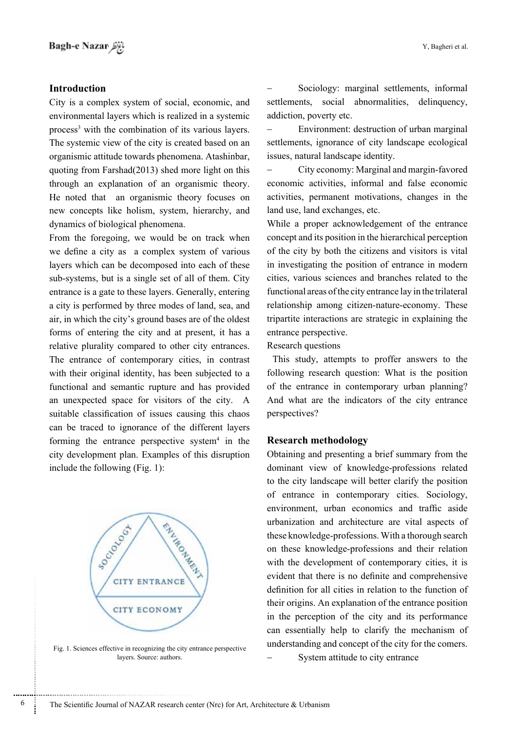## Introduction

City is a complex system of social, economic, and environmental layers which is realized in a systemic process[3] with the combination of its various layers. The systemic view of the city is created based on an organismic attitude towards phenomena. Atashinbar, quoting from Farshad(2013) shed more light on this through an explanation of an organismic theory. He noted that an organismic theory focuses on new concepts like holism, system, hierarchy, and dynamics of biological phenomena.

From the foregoing, we would be on track when we define a city as a complex system of various layers which can be decomposed into each of these sub-systems, but is a single set of all of them. City entrance is a gate to these layers. Generally, entering a city is performed by three modes of land, sea, and air, in which the city's ground bases are of the oldest forms of entering the city and at present, it has a relative plurality compared to other city entrances. The entrance of contemporary cities, in contrast with their original identity, has been subjected to a functional and semantic rupture and has provided an unexpected space for visitors of the city. A suitable classification of issues causing this chaos can be traced to ignorance of the different layers forming the entrance perspective system[4] in the city development plan. Examples of this disruption include the following (Fig. 1):

Fig. 1. Sciences effective in recognizing the city entrance perspective layers. Source: authors.

- Sociology: marginal settlements, informal settlements, social abnormalities, delinquency, addiction, poverty etc.
- Environment: destruction of urban marginal settlements, ignorance of city landscape ecological issues, natural landscape identity.
- City economy: Marginal and margin-favored economic activities, informal and false economic activities, permanent motivations, changes in the land use, land exchanges, etc.

While a proper acknowledgement of the entrance concept and its position in the hierarchical perception of the city by both the citizens and visitors is vital in investigating the position of entrance in modern cities, various sciences and branches related to the functional areas of the city entrance lay in the trilateral relationship among citizen-nature-economy. These tripartite interactions are strategic in explaining the entrance perspective.

Research questions

This study, attempts to proffer answers to the following research question: What is the position of the entrance in contemporary urban planning? And what are the indicators of the city entrance perspectives?

## Research methodology

Obtaining and presenting a brief summary from the dominant view of knowledge-professions related to the city landscape will better clarify the position of entrance in contemporary cities. Sociology, environment, urban economics and traffic aside urbanization and architecture are vital aspects of these knowledge-professions. With a thorough search on these knowledge-professions and their relation with the development of contemporary cities, it is evident that there is no definite and comprehensive definition for all cities in relation to the function of their origins. An explanation of the entrance position in the perception of the city and its performance can essentially help to clarify the mechanism of understanding and concept of the city for the comers.

- System attitude to city entrance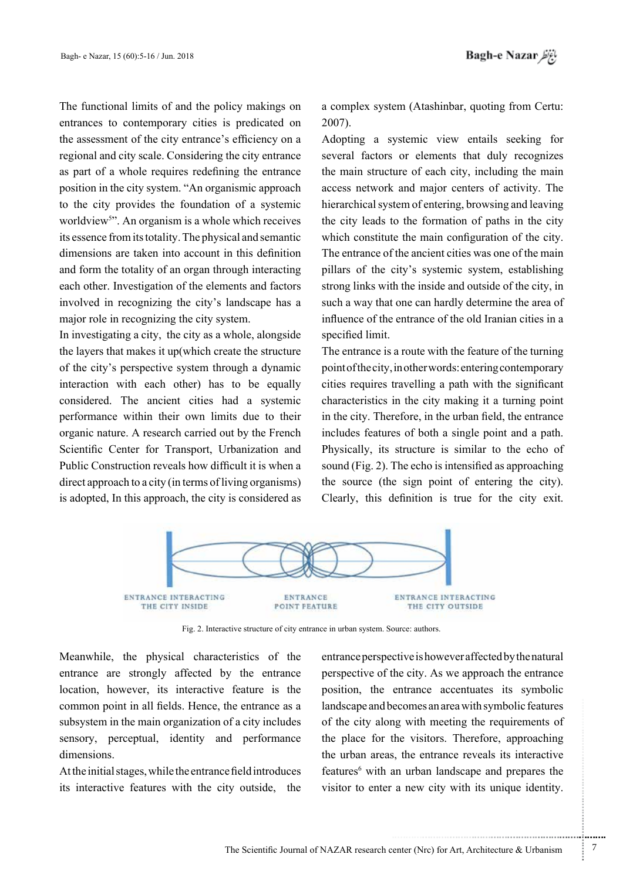The functional limits of and the policy makings on entrances to contemporary cities is predicated on the assessment of the city entrance's efficiency on a regional and city scale. Considering the city entrance as part of a whole requires redefining the entrance position in the city system. "An organismic approach to the city provides the foundation of a systemic worldview[5]". An organism is a whole which receives its essence from its totality. The physical and semantic dimensions are taken into account in this definition and form the totality of an organ through interacting each other. Investigation of the elements and factors involved in recognizing the city's landscape has a major role in recognizing the city system.

In investigating a city, the city as a whole, alongside the layers that makes it up(which create the structure of the city's perspective system through a dynamic interaction with each other) has to be equally considered. The ancient cities had a systemic performance within their own limits due to their organic nature. A research carried out by the French Scientific Center for Transport, Urbanization and Public Construction reveals how difficult it is when a direct approach to a city (in terms of living organisms) is adopted, In this approach, the city is considered as a complex system (Atashinbar, quoting from Certu: 2007).

Adopting a systemic view entails seeking for several factors or elements that duly recognizes the main structure of each city, including the main access network and major centers of activity. The hierarchical system of entering, browsing and leaving the city leads to the formation of paths in the city which constitute the main configuration of the city. The entrance of the ancient cities was one of the main pillars of the city's systemic system, establishing strong links with the inside and outside of the city, in such a way that one can hardly determine the area of influence of the entrance of the old Iranian cities in a specified limit.

The entrance is a route with the feature of the turning point of the city, in other words: entering contemporary cities requires travelling a path with the significant characteristics in the city making it a turning point in the city. Therefore, in the urban field, the entrance includes features of both a single point and a path. Physically, its structure is similar to the echo of sound (Fig. 2). The echo is intensified as approaching the source (the sign point of entering the city). Clearly, this definition is true for the city exit.

ENTRANCE INTERACTING THE CITY INSIDE — ENTRANCE POINT FEATURE — ENTRANCE INTERACTING THE CITY OUTSIDE

Fig. 2. Interactive structure of city entrance in urban system. Source: authors.

Meanwhile, the physical characteristics of the entrance are strongly affected by the entrance location, however, its interactive feature is the common point in all fields. Hence, the entrance as a subsystem in the main organization of a city includes sensory, perceptual, identity and performance dimensions.

At the initial stages, while the entrance field introduces its interactive features with the city outside, the entrance perspective is however affected by the natural perspective of the city. As we approach the entrance position, the entrance accentuates its symbolic landscape and becomes an area with symbolic features of the city along with meeting the requirements of the place for the visitors. Therefore, approaching the urban areas, the entrance reveals its interactive features[6] with an urban landscape and prepares the visitor to enter a new city with its unique identity.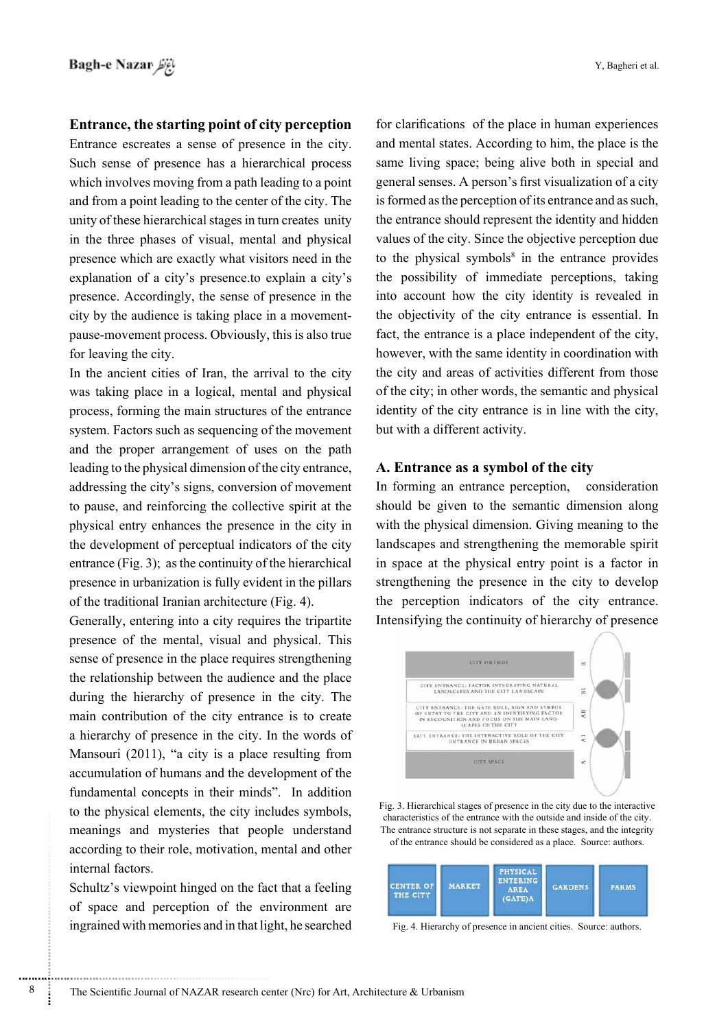## Entrance, the starting point of city perception

Entrance escreates a sense of presence in the city. Such sense of presence has a hierarchical process which involves moving from a path leading to a point and from a point leading to the center of the city. The unity of these hierarchical stages in turn creates unity in the three phases of visual, mental and physical presence which are exactly what visitors need in the explanation of a city's presence.to explain a city's presence. Accordingly, the sense of presence in the city by the audience is taking place in a movement-pause-movement process. Obviously, this is also true for leaving the city.

In the ancient cities of Iran, the arrival to the city was taking place in a logical, mental and physical process, forming the main structures of the entrance system. Factors such as sequencing of the movement and the proper arrangement of uses on the path leading to the physical dimension of the city entrance, addressing the city's signs, conversion of movement to pause, and reinforcing the collective spirit at the physical entry enhances the presence in the city in the development of perceptual indicators of the city entrance (Fig. 3); as the continuity of the hierarchical presence in urbanization is fully evident in the pillars of the traditional Iranian architecture (Fig. 4).

Generally, entering into a city requires the tripartite presence of the mental, visual and physical. This sense of presence in the place requires strengthening the relationship between the audience and the place during the hierarchy of presence in the city. The main contribution of the city entrance is to create a hierarchy of presence in the city. In the words of Mansouri (2011), "a city is a place resulting from accumulation of humans and the development of the fundamental concepts in their minds". In addition to the physical elements, the city includes symbols, meanings and mysteries that people understand according to their role, motivation, mental and other internal factors.

Schultz's viewpoint hinged on the fact that a feeling of space and perception of the environment are ingrained with memories and in that light, he searched for clarifications of the place in human experiences and mental states. According to him, the place is the same living space; being alive both in special and general senses. A person's first visualization of a city is formed as the perception of its entrance and as such, the entrance should represent the identity and hidden values of the city. Since the objective perception due to the physical symbols[8] in the entrance provides the possibility of immediate perceptions, taking into account how the city identity is revealed in the objectivity of the city entrance is essential. In fact, the entrance is a place independent of the city, however, with the same identity in coordination with the city and areas of activities different from those of the city; in other words, the semantic and physical identity of the city entrance is in line with the city, but with a different activity.

### A. Entrance as a symbol of the city

In forming an entrance perception, consideration should be given to the semantic dimension along with the physical dimension. Giving meaning to the landscapes and strengthening the memorable spirit in space at the physical entry point is a factor in strengthening the presence in the city to develop the perception indicators of the city entrance. Intensifying the continuity of hierarchy of presence

Fig. 3. Hierarchical stages of presence in the city due to the interactive characteristics of the entrance with the outside and inside of the city. The entrance structure is not separate in these stages, and the integrity of the entrance should be considered as a place. Source: authors.

Fig. 4. Hierarchy of presence in ancient cities. Source: authors.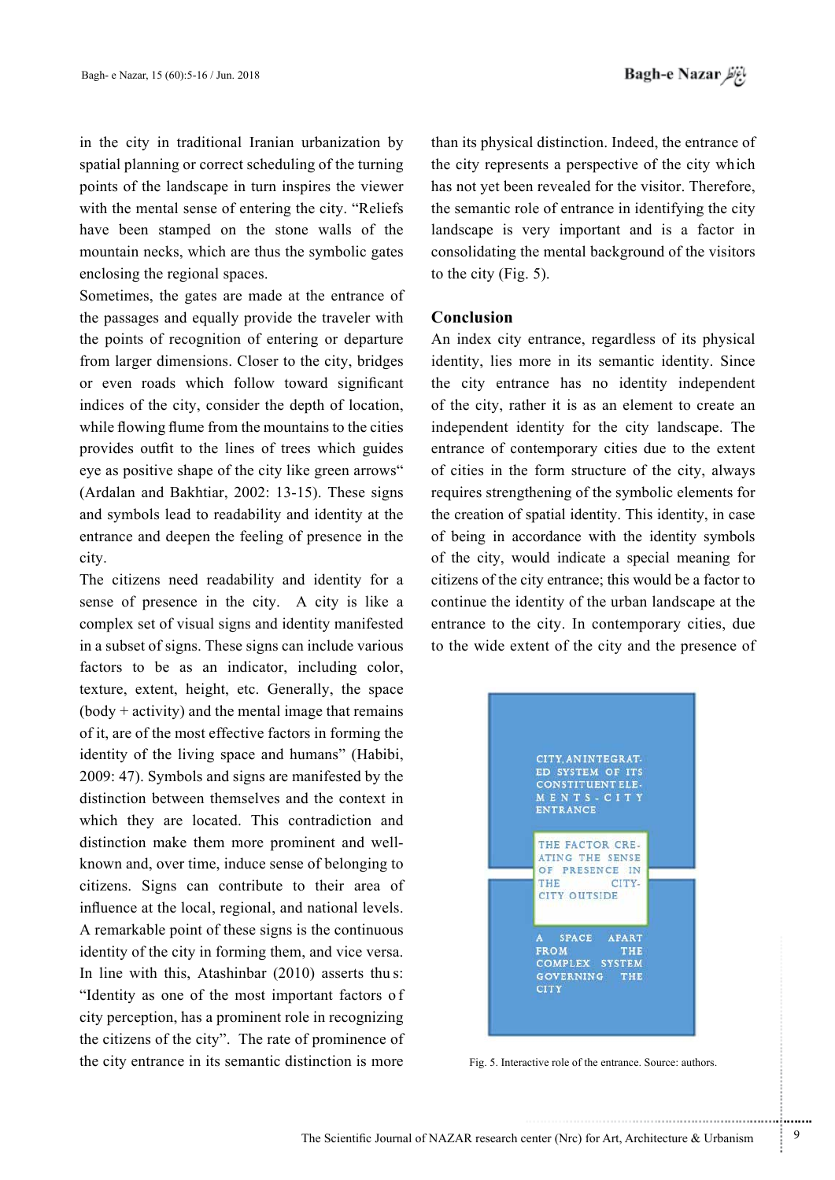in the city in traditional Iranian urbanization by spatial planning or correct scheduling of the turning points of the landscape in turn inspires the viewer with the mental sense of entering the city. "Reliefs have been stamped on the stone walls of the mountain necks, which are thus the symbolic gates enclosing the regional spaces.

Sometimes, the gates are made at the entrance of the passages and equally provide the traveler with the points of recognition of entering or departure from larger dimensions. Closer to the city, bridges or even roads which follow toward significant indices of the city, consider the depth of location, while flowing flume from the mountains to the cities provides outfit to the lines of trees which guides eye as positive shape of the city like green arrows" (Ardalan and Bakhtiar, 2002: 13-15). These signs and symbols lead to readability and identity at the entrance and deepen the feeling of presence in the city.

The citizens need readability and identity for a sense of presence in the city. A city is like a complex set of visual signs and identity manifested in a subset of signs. These signs can include various factors to be as an indicator, including color, texture, extent, height, etc. Generally, the space (body + activity) and the mental image that remains of it, are of the most effective factors in forming the identity of the living space and humans" (Habibi, 2009: 47). Symbols and signs are manifested by the distinction between themselves and the context in which they are located. This contradiction and distinction make them more prominent and well-known and, over time, induce sense of belonging to citizens. Signs can contribute to their area of influence at the local, regional, and national levels. A remarkable point of these signs is the continuous identity of the city in forming them, and vice versa. In line with this, Atashinbar (2010) asserts thus: "Identity as one of the most important factors of city perception, has a prominent role in recognizing the citizens of the city". The rate of prominence of the city entrance in its semantic distinction is more than its physical distinction. Indeed, the entrance of the city represents a perspective of the city which has not yet been revealed for the visitor. Therefore, the semantic role of entrance in identifying the city landscape is very important and is a factor in consolidating the mental background of the visitors to the city (Fig. 5).

## Conclusion

An index city entrance, regardless of its physical identity, lies more in its semantic identity. Since the city entrance has no identity independent of the city, rather it is as an element to create an independent identity for the city landscape. The entrance of contemporary cities due to the extent of cities in the form structure of the city, always requires strengthening of the symbolic elements for the creation of spatial identity. This identity, in case of being in accordance with the identity symbols of the city, would indicate a special meaning for citizens of the city entrance; this would be a factor to continue the identity of the urban landscape at the entrance to the city. In contemporary cities, due to the wide extent of the city and the presence of

CITY, AN INTEGRATED SYSTEM OF ITS CONSTITUENT ELEMENTS - CITY ENTRANCE

THE FACTOR CREATING THE SENSE OF PRESENCE IN THE CITY-CITY OUTSIDE

A SPACE APART FROM THE COMPLEX SYSTEM GOVERNING THE CITY

Fig. 5. Interactive role of the entrance. Source: authors.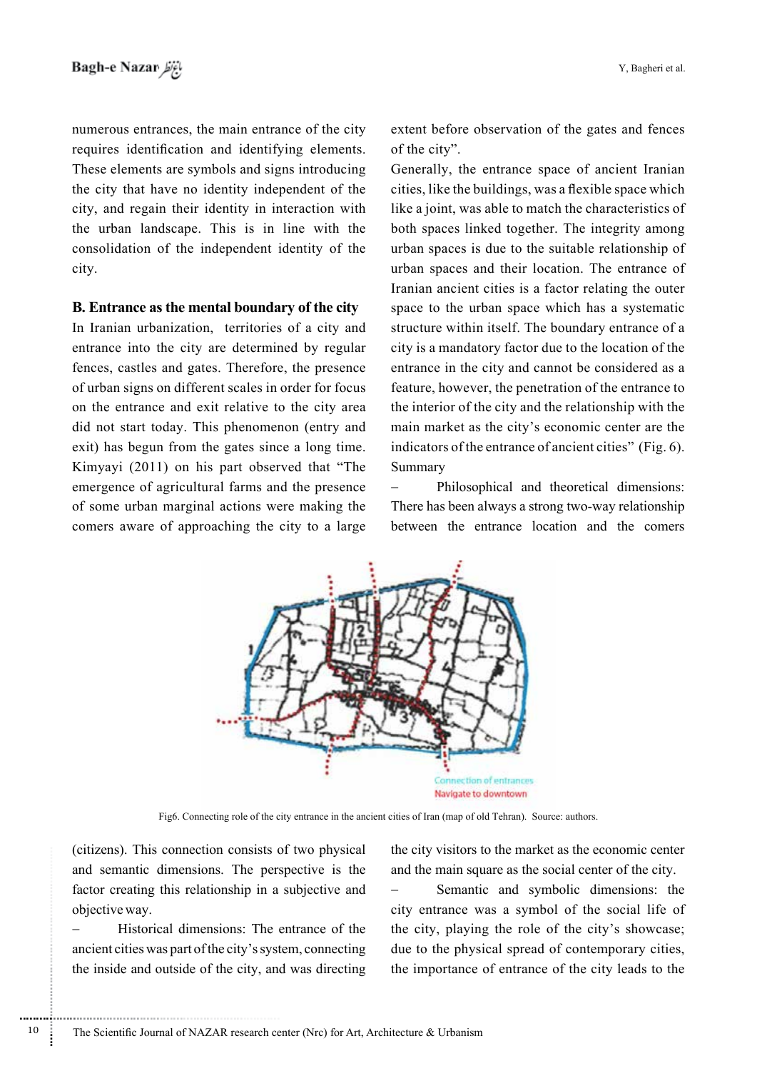numerous entrances, the main entrance of the city requires identification and identifying elements. These elements are symbols and signs introducing the city that have no identity independent of the city, and regain their identity in interaction with the urban landscape. This is in line with the consolidation of the independent identity of the city.

### B. Entrance as the mental boundary of the city

In Iranian urbanization, territories of a city and entrance into the city are determined by regular fences, castles and gates. Therefore, the presence of urban signs on different scales in order for focus on the entrance and exit relative to the city area did not start today. This phenomenon (entry and exit) has begun from the gates since a long time. Kimyayi (2011) on his part observed that "The emergence of agricultural farms and the presence of some urban marginal actions were making the comers aware of approaching the city to a large extent before observation of the gates and fences of the city".

Generally, the entrance space of ancient Iranian cities, like the buildings, was a flexible space which like a joint, was able to match the characteristics of both spaces linked together. The integrity among urban spaces is due to the suitable relationship of urban spaces and their location. The entrance of Iranian ancient cities is a factor relating the outer space to the urban space which has a systematic structure within itself. The boundary entrance of a city is a mandatory factor due to the location of the entrance in the city and cannot be considered as a feature, however, the penetration of the entrance to the interior of the city and the relationship with the main market as the city's economic center are the indicators of the entrance of ancient cities" (Fig. 6).

Summary

– Philosophical and theoretical dimensions: There has been always a strong two-way relationship between the entrance location and the comers (citizens). This connection consists of two physical and semantic dimensions. The perspective is the factor creating this relationship in a subjective and objective way.

– Historical dimensions: The entrance of the ancient cities was part of the city's system, connecting the inside and outside of the city, and was directing the city visitors to the market as the economic center and the main square as the social center of the city.

– Semantic and symbolic dimensions: the city entrance was a symbol of the social life of the city, playing the role of the city's showcase; due to the physical spread of contemporary cities, the importance of entrance of the city leads to the

Fig6. Connecting role of the city entrance in the ancient cities of Iran (map of old Tehran). Source: authors.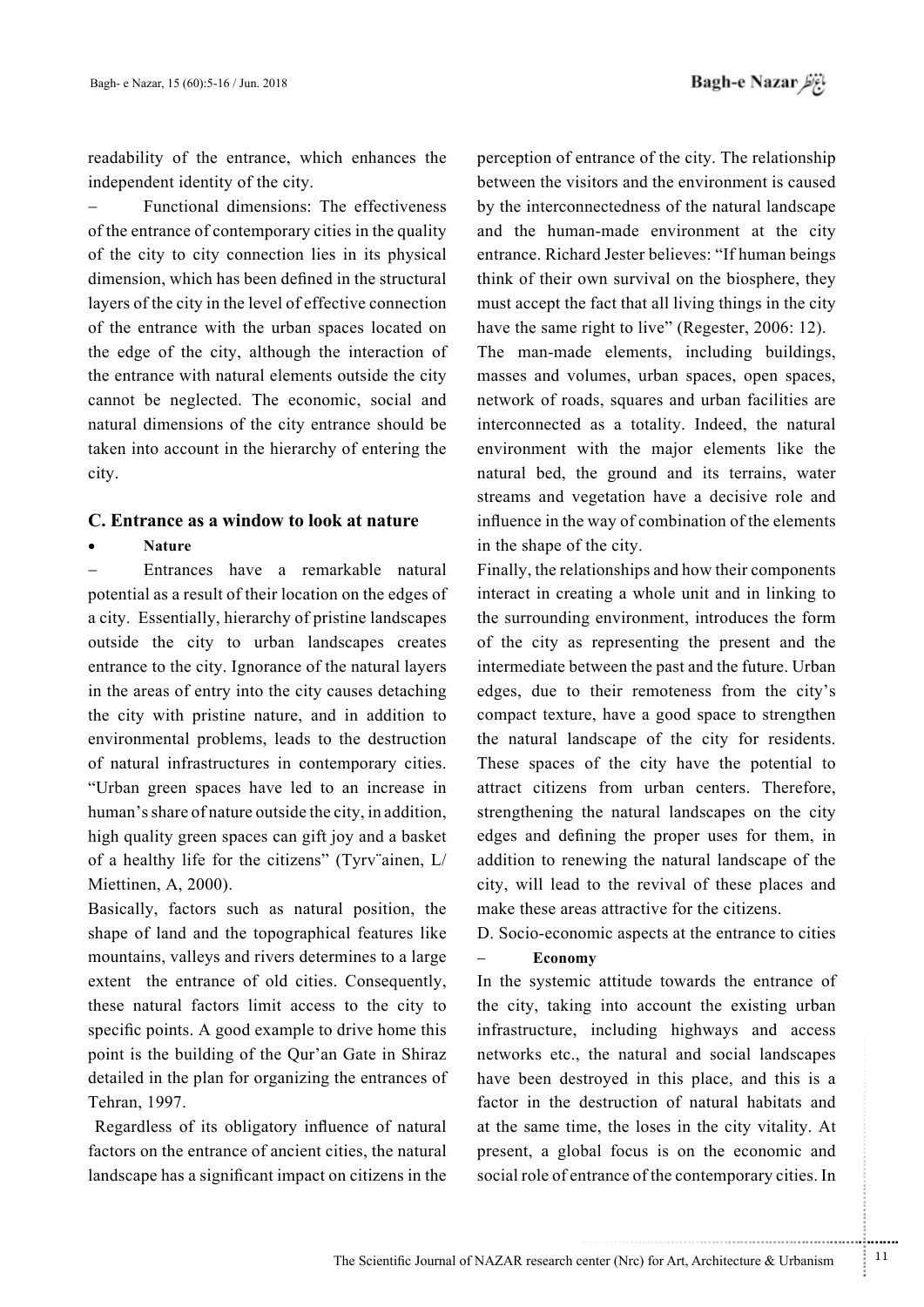readability of the entrance, which enhances the independent identity of the city.

– Functional dimensions: The effectiveness of the entrance of contemporary cities in the quality of the city to city connection lies in its physical dimension, which has been defined in the structural layers of the city in the level of effective connection of the entrance with the urban spaces located on the edge of the city, although the interaction of the entrance with natural elements outside the city cannot be neglected. The economic, social and natural dimensions of the city entrance should be taken into account in the hierarchy of entering the city.

### C. Entrance as a window to look at nature

- **Nature**

– Entrances have a remarkable natural potential as a result of their location on the edges of a city. Essentially, hierarchy of pristine landscapes outside the city to urban landscapes creates entrance to the city. Ignorance of the natural layers in the areas of entry into the city causes detaching the city with pristine nature, and in addition to environmental problems, leads to the destruction of natural infrastructures in contemporary cities. "Urban green spaces have led to an increase in human's share of nature outside the city, in addition, high quality green spaces can gift joy and a basket of a healthy life for the citizens" (Tyrv¨ainen, L/ Miettinen, A, 2000).

Basically, factors such as natural position, the shape of land and the topographical features like mountains, valleys and rivers determines to a large extent the entrance of old cities. Consequently, these natural factors limit access to the city to specific points. A good example to drive home this point is the building of the Qur'an Gate in Shiraz detailed in the plan for organizing the entrances of Tehran, 1997.

Regardless of its obligatory influence of natural factors on the entrance of ancient cities, the natural landscape has a significant impact on citizens in the perception of entrance of the city. The relationship between the visitors and the environment is caused by the interconnectedness of the natural landscape and the human-made environment at the city entrance. Richard Jester believes: "If human beings think of their own survival on the biosphere, they must accept the fact that all living things in the city have the same right to live" (Regester, 2006: 12).

The man-made elements, including buildings, masses and volumes, urban spaces, open spaces, network of roads, squares and urban facilities are interconnected as a totality. Indeed, the natural environment with the major elements like the natural bed, the ground and its terrains, water streams and vegetation have a decisive role and influence in the way of combination of the elements in the shape of the city.

Finally, the relationships and how their components interact in creating a whole unit and in linking to the surrounding environment, introduces the form of the city as representing the present and the intermediate between the past and the future. Urban edges, due to their remoteness from the city's compact texture, have a good space to strengthen the natural landscape of the city for residents. These spaces of the city have the potential to attract citizens from urban centers. Therefore, strengthening the natural landscapes on the city edges and defining the proper uses for them, in addition to renewing the natural landscape of the city, will lead to the revival of these places and make these areas attractive for the citizens.

D. Socio-economic aspects at the entrance to cities

– **Economy**

In the systemic attitude towards the entrance of the city, taking into account the existing urban infrastructure, including highways and access networks etc., the natural and social landscapes have been destroyed in this place, and this is a factor in the destruction of natural habitats and at the same time, the loses in the city vitality. At present, a global focus is on the economic and social role of entrance of the contemporary cities. In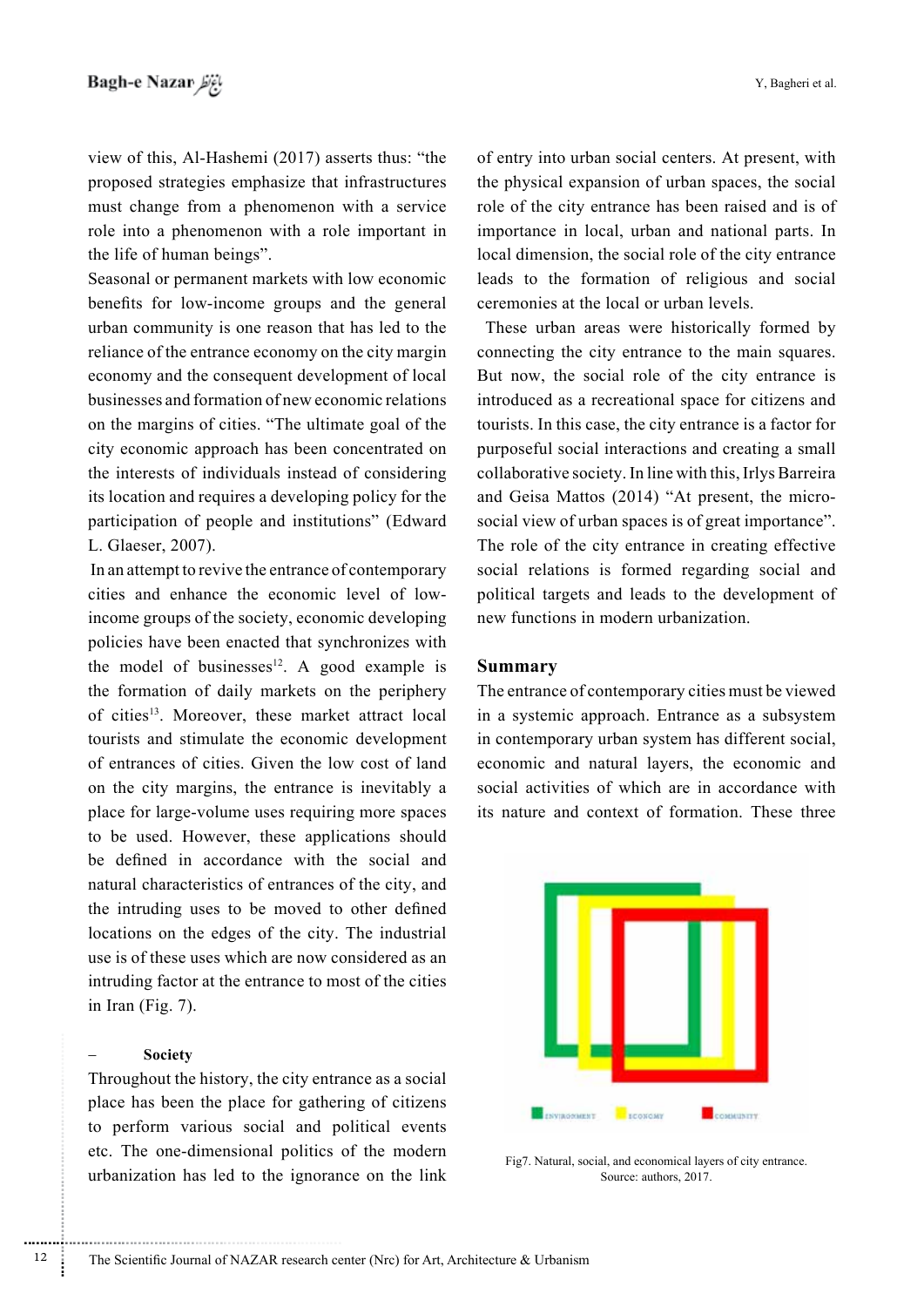view of this, Al-Hashemi (2017) asserts thus: "the proposed strategies emphasize that infrastructures must change from a phenomenon with a service role into a phenomenon with a role important in the life of human beings".

Seasonal or permanent markets with low economic benefits for low-income groups and the general urban community is one reason that has led to the reliance of the entrance economy on the city margin economy and the consequent development of local businesses and formation of new economic relations on the margins of cities. "The ultimate goal of the city economic approach has been concentrated on the interests of individuals instead of considering its location and requires a developing policy for the participation of people and institutions" (Edward L. Glaeser, 2007).

In an attempt to revive the entrance of contemporary cities and enhance the economic level of low-income groups of the society, economic developing policies have been enacted that synchronizes with the model of businesses[12]. A good example is the formation of daily markets on the periphery of cities[13]. Moreover, these market attract local tourists and stimulate the economic development of entrances of cities. Given the low cost of land on the city margins, the entrance is inevitably a place for large-volume uses requiring more spaces to be used. However, these applications should be defined in accordance with the social and natural characteristics of entrances of the city, and the intruding uses to be moved to other defined locations on the edges of the city. The industrial use is of these uses which are now considered as an intruding factor at the entrance to most of the cities in Iran (Fig. 7).

– **Society**

Throughout the history, the city entrance as a social place has been the place for gathering of citizens to perform various social and political events etc. The one-dimensional politics of the modern urbanization has led to the ignorance on the link of entry into urban social centers. At present, with the physical expansion of urban spaces, the social role of the city entrance has been raised and is of importance in local, urban and national parts. In local dimension, the social role of the city entrance leads to the formation of religious and social ceremonies at the local or urban levels.

These urban areas were historically formed by connecting the city entrance to the main squares. But now, the social role of the city entrance is introduced as a recreational space for citizens and tourists. In this case, the city entrance is a factor for purposeful social interactions and creating a small collaborative society. In line with this, Irlys Barreira and Geisa Mattos (2014) "At present, the micro-social view of urban spaces is of great importance". The role of the city entrance in creating effective social relations is formed regarding social and political targets and leads to the development of new functions in modern urbanization.

## Summary

The entrance of contemporary cities must be viewed in a systemic approach. Entrance as a subsystem in contemporary urban system has different social, economic and natural layers, the economic and social activities of which are in accordance with its nature and context of formation. These three

Fig7. Natural, social, and economical layers of city entrance. Source: authors, 2017.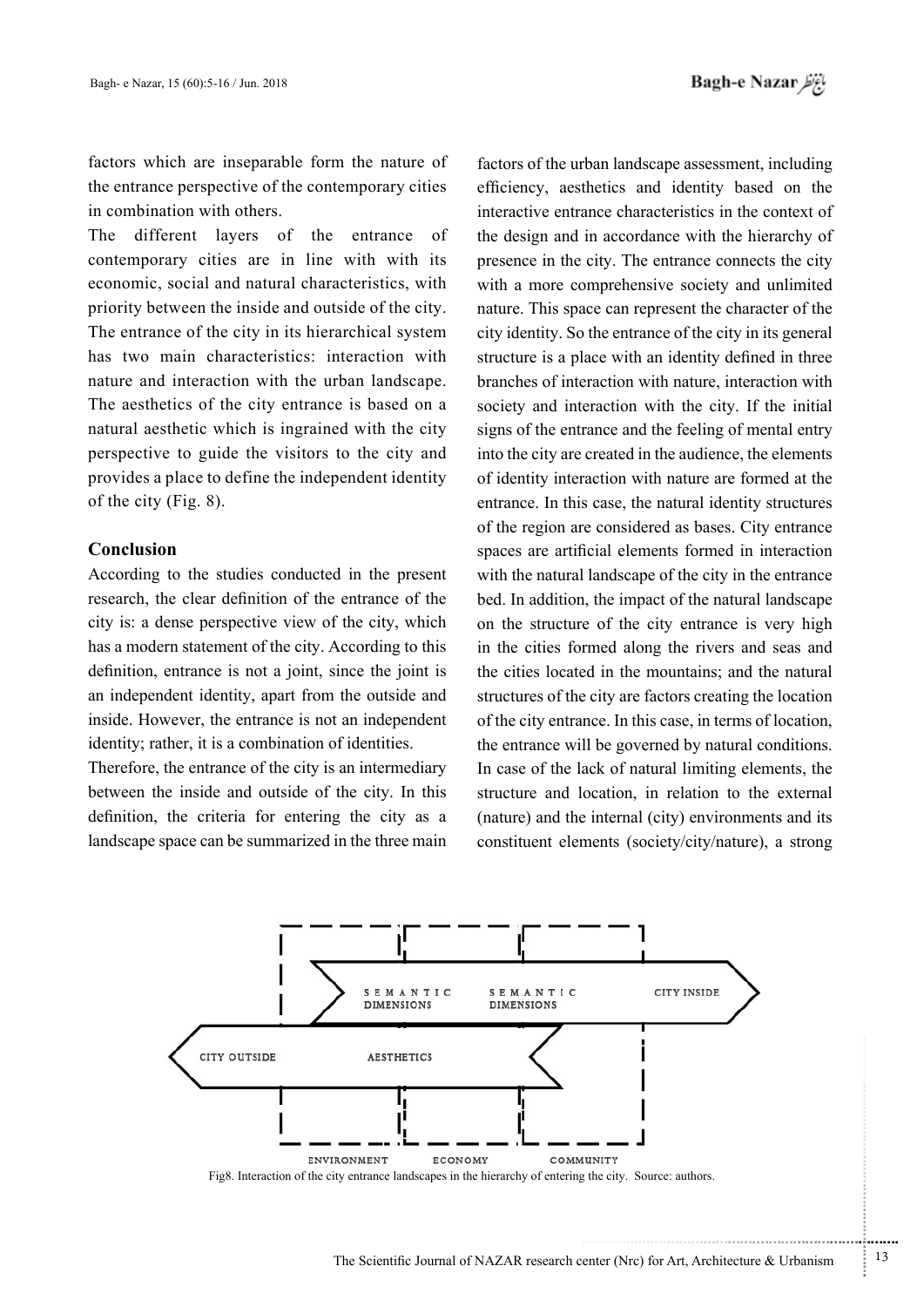factors which are inseparable form the nature of the entrance perspective of the contemporary cities in combination with others.

The different layers of the entrance of contemporary cities are in line with with its economic, social and natural characteristics, with priority between the inside and outside of the city. The entrance of the city in its hierarchical system has two main characteristics: interaction with nature and interaction with the urban landscape. The aesthetics of the city entrance is based on a natural aesthetic which is ingrained with the city perspective to guide the visitors to the city and provides a place to define the independent identity of the city (Fig. 8).

## Conclusion

According to the studies conducted in the present research, the clear definition of the entrance of the city is: a dense perspective view of the city, which has a modern statement of the city. According to this definition, entrance is not a joint, since the joint is an independent identity, apart from the outside and inside. However, the entrance is not an independent identity; rather, it is a combination of identities.

Therefore, the entrance of the city is an intermediary between the inside and outside of the city. In this definition, the criteria for entering the city as a landscape space can be summarized in the three main factors of the urban landscape assessment, including efficiency, aesthetics and identity based on the interactive entrance characteristics in the context of the design and in accordance with the hierarchy of presence in the city. The entrance connects the city with a more comprehensive society and unlimited nature. This space can represent the character of the city identity. So the entrance of the city in its general structure is a place with an identity defined in three branches of interaction with nature, interaction with society and interaction with the city. If the initial signs of the entrance and the feeling of mental entry into the city are created in the audience, the elements of identity interaction with nature are formed at the entrance. In this case, the natural identity structures of the region are considered as bases. City entrance spaces are artificial elements formed in interaction with the natural landscape of the city in the entrance bed. In addition, the impact of the natural landscape on the structure of the city entrance is very high in the cities formed along the rivers and seas and the cities located in the mountains; and the natural structures of the city are factors creating the location of the city entrance. In this case, in terms of location, the entrance will be governed by natural conditions. In case of the lack of natural limiting elements, the structure and location, in relation to the external (nature) and the internal (city) environments and its constituent elements (society/city/nature), a strong

SEMANTIC DIMENSIONS | SEMANTIC DIMENSIONS | CITY INSIDE

CITY OUTSIDE | AESTHETICS

ENVIRONMENT | ECONOMY | COMMUNITY

Fig8. Interaction of the city entrance landscapes in the hierarchy of entering the city. Source: authors.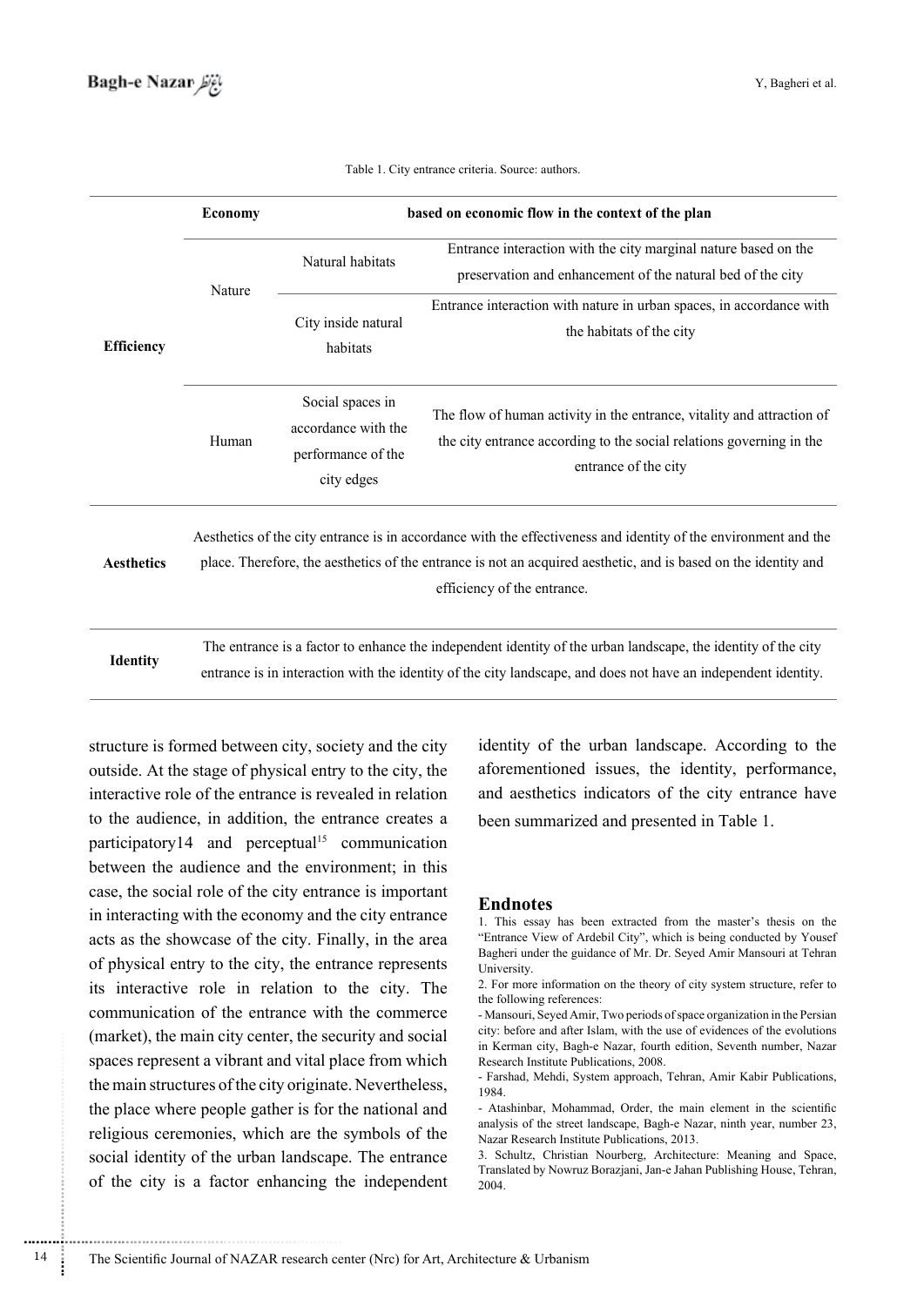Table 1. City entrance criteria. Source: authors.

| | | | |
|---|---|---|---|
| **Efficiency** | **Economy** | **based on economic flow in the context of the plan** | |
| | Nature | Natural habitats | Entrance interaction with the city marginal nature based on the preservation and enhancement of the natural bed of the city |
| | | City inside natural habitats | Entrance interaction with nature in urban spaces, in accordance with the habitats of the city |
| | Human | Social spaces in accordance with the performance of the city edges | The flow of human activity in the entrance, vitality and attraction of the city entrance according to the social relations governing in the entrance of the city |
| **Aesthetics** | Aesthetics of the city entrance is in accordance with the effectiveness and identity of the environment and the place. Therefore, the aesthetics of the entrance is not an acquired aesthetic, and is based on the identity and efficiency of the entrance. | | |
| **Identity** | The entrance is a factor to enhance the independent identity of the urban landscape, the identity of the city entrance is in interaction with the identity of the city landscape, and does not have an independent identity. | | |

structure is formed between city, society and the city outside. At the stage of physical entry to the city, the interactive role of the entrance is revealed in relation to the audience, in addition, the entrance creates a participatory14 and perceptual[15] communication between the audience and the environment; in this case, the social role of the city entrance is important in interacting with the economy and the city entrance acts as the showcase of the city. Finally, in the area of physical entry to the city, the entrance represents its interactive role in relation to the city. The communication of the entrance with the commerce (market), the main city center, the security and social spaces represent a vibrant and vital place from which the main structures of the city originate. Nevertheless, the place where people gather is for the national and religious ceremonies, which are the symbols of the social identity of the urban landscape. The entrance of the city is a factor enhancing the independent identity of the urban landscape. According to the aforementioned issues, the identity, performance, and aesthetics indicators of the city entrance have been summarized and presented in Table 1.

## Endnotes

1. This essay has been extracted from the master's thesis on the "Entrance View of Ardebil City", which is being conducted by Yousef Bagheri under the guidance of Mr. Dr. Seyed Amir Mansouri at Tehran University.
2. For more information on the theory of city system structure, refer to the following references:
- Mansouri, Seyed Amir, Two periods of space organization in the Persian city: before and after Islam, with the use of evidences of the evolutions in Kerman city, Bagh-e Nazar, fourth edition, Seventh number, Nazar Research Institute Publications, 2008.
- Farshad, Mehdi, System approach, Tehran, Amir Kabir Publications, 1984.
- Atashinbar, Mohammad, Order, the main element in the scientific analysis of the street landscape, Bagh-e Nazar, ninth year, number 23, Nazar Research Institute Publications, 2013.
3. Schultz, Christian Nourberg, Architecture: Meaning and Space, Translated by Nowruz Borazjani, Jan-e Jahan Publishing House, Tehran, 2004.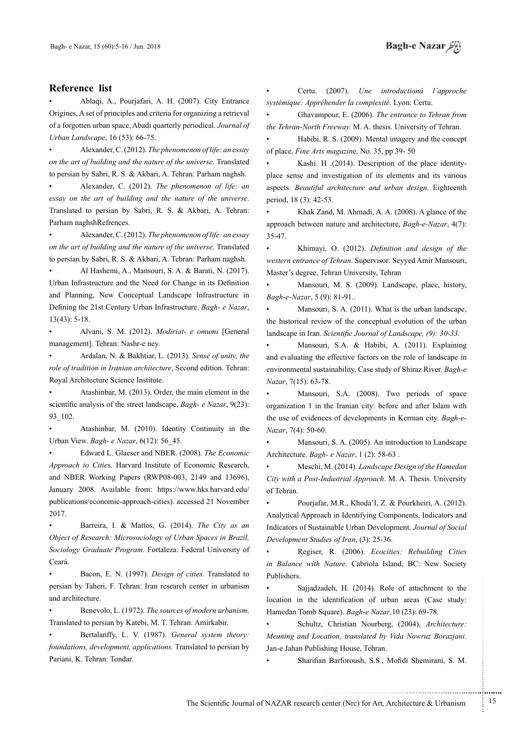## Reference list

- Ablaqi, A., Pourjafari, A. H. (2007). City Entrance Origines, A set of principles and criteria for organizing a retrieval of a forgotten urban space, Abadi quarterly periodical. *Journal of Urban Landscape*, 16 (53): 66-75.
- Alexander, C. (2012). *The phenomenon of life: an essay on the art of building and the nature of the universe*. Translated to persian by Sabri, R. S. & Akbari, A. Tehran: Parham naghsh.
- Alexander, C. (2012). *The phenomenon of life: an essay on the art of building and the nature of the universe*. Translated to persian by Sabri, R. S. & Akbari, A. Tehran: Parham naghshRefrences.
- Alexander, C. (2012). *The phenomenon of life: an essay on the art of building and the nature of the universe*. Translated to persian by Sabri, R. S. & Akbari, A. Tehran: Parham naghsh.
- Al Hashemi, A., Mansouri, S. A. & Barati, N. (2017). Urban Infrastructure and the Need for Change in its Definition and Planning, New Conceptual Landscape Infrastructure in Defining the 21st Century Urban Infrastructure. *Bagh- e Nazar*, 13(43): 5-18.
- Alvani, S. M. (2012). *Modiriat- e omumi* [General management]. Tehran: Nashr-e ney.
- Ardalan, N. & Bakhtiar, L. (2013). *Sense of unity, the role of tradition in Iranian architecture*, Second edition. Tehran: Royal Architecture Science Institute.
- Atashinbar, M. (2013). Order, the main element in the scientific analysis of the street landscape, *Bagh- e Nazar*, 9(23): 93_102.
- Atashinbar, M. (2010). Identity Continuity in the Urban View. *Bagh- e Nazar*, 6(12): 56_45.
- Edward L. Glaeser and NBER. (2008). *The Economic Approach to Cities*. Harvard Institute of Economic Research, and NBER Working Papers (RWP08-003, 2149 and 13696), January 2008. Available from: https://www.hks.harvard.edu/publications/economic-approach-cities). accessed 21 November 2017.
- Barreira, I. & Mattos, G. (2014). *The City as an Object of Research: Microsociology of Urban Spaces in Brazil, Sociology Graduate Program.* Fortaleza: Federal University of Ceará.
- Bacon, E. N. (1997). *Design of cities.* Translated to persian by Taheri, F. Tehran: Iran research center in urbanism and architecture.
- Benevolo, L. (1972). *The sources of modern urbanism*. Translated to persian by Katebi, M. T. Tehran: Amirkabir.
- Bertalanffy, L. V. (1987). *General system theory: foundations, development, applications.* Translated to persian by Pariani, K. Tehran: Tondar.
- Certu. (2007). *Une introductionà l'approche systémique: Appréhender la complexité*. Lyon: Certu.
- Ghavampour, E. (2006). *The entrance to Tehran from the Tehran-North Freeway.* M. A. thesis. University of Tehran.
- Habibi, R. S. (2009). Mental imagery and the concept of place, *Fine Arts magazine*. No. 35, pp 39- 50
- Kashi. H .(2014). Description of the place identity-place sense and investigation of its elements and its various aspects. *Beautiful architecture and urban design*. Eighteenth period, 18 (3): 42-53.
- Khak Zand, M. Ahmadi, A. A. (2008). A glance of the approach between nature and architecture, *Bagh-e-Nazar*, 4(7): 35-47.
- Khimayi, O. (2012). *Definition and design of the western entrance of Tehran*. Supervisor: Seyyed Amir Mansouri, Master's degree, Tehran University, Tehran
- Mansouri, M. S. (2009). Landscape, place, history, *Bagh-e-Nazar*, 5 (9): 81-91..
- Mansouri, S. A. (2011). What is the urban landscape, the historical review of the conceptual evolution of the urban landscape in Iran. *Scientific Journal of Landscape, (9): 30-33.*
- Mansouri, S.A. & Habibi, A. (2011). Explaining and evaluating the effective factors on the role of landscape in environmental sustainability, Case study of Shiraz River. *Bagh-e Nazar*, 7(15): 63-78.
- Mansouri, S.A. (2008). Two periods of space organization 1 in the Iranian city: before and after Islam with the use of evidences of developments in Kerman city. *Bagh-e-Nazar*, 7(4): 50-60.
- Mansouri, S. A. (2005). An introduction to Landscape Architecture. *Bagh- e Nazar*, 1 (2): 58-63 .
- Meschi, M. (2014). *Landscape Design of the Hamedan City with a Post-Industrial Approach*. M. A. Thesis. University of Tehran.
- Pourjafar, M.R., Khoda'I, Z. & Pourkheiri, A. (2012). Analytical Approach in Identifying Components, Indicators and Indicators of Sustainable Urban Development. *Journal of Social Development Studies of Iran*, (3): 25-36.
- Regiser, R. (2006). *Ecocities: Rebuilding Cities in Balance with Nature*. Cabriola Island, BC: New Society Publishers.
- Sajjadzadeh, H. (2014). Role of attachment to the location in the identification of urban areas (Case study: Hamedan Tomb Square). *Bagh-e Nazar*,10 (23): 69-78.
- Schultz, Christian Nourberg, (2004), *Architecture: Meaning and Location, translated by Vida Nowruz Borazjani.* Jan-e Jahan Publishing House, Tehran.
- Sharifian Barforoush, S.S., Mofidi Shemirani, S. M.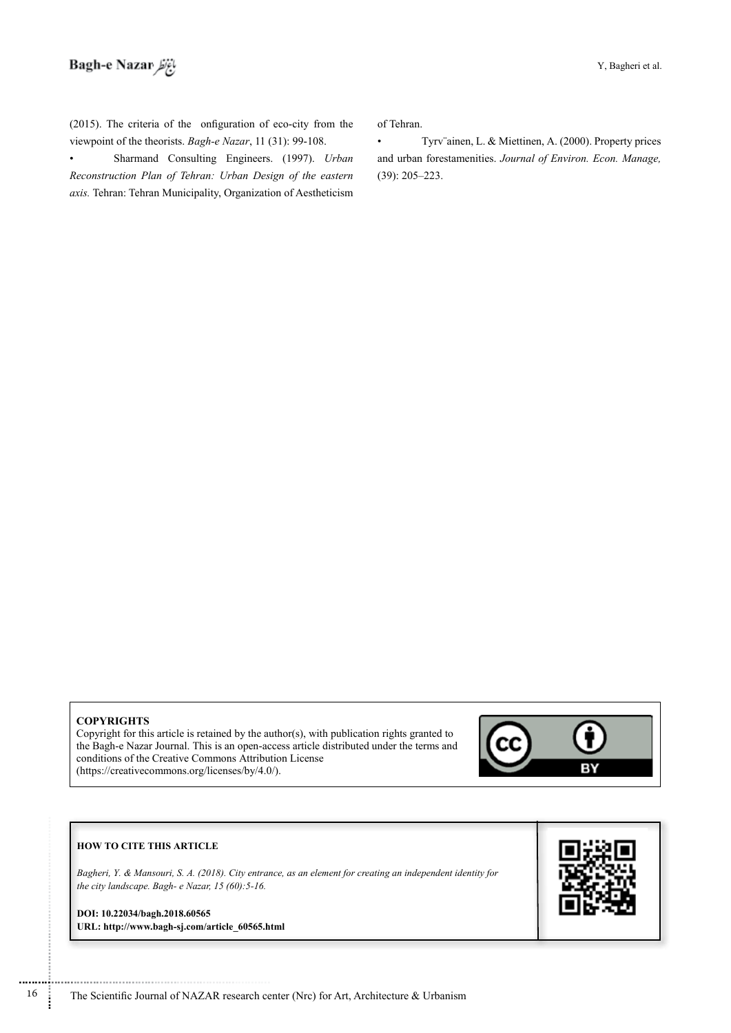(2015). The criteria of the onfiguration of eco-city from the viewpoint of the theorists. *Bagh-e Nazar*, 11 (31): 99-108.

- Sharmand Consulting Engineers. (1997). *Urban Reconstruction Plan of Tehran: Urban Design of the eastern axis.* Tehran: Tehran Municipality, Organization of Aestheticism of Tehran.
- Tyrv¨ainen, L. & Miettinen, A. (2000). Property prices and urban forestamenities. *Journal of Environ. Econ. Manage,* (39): 205–223.

**COPYRIGHTS**

Copyright for this article is retained by the author(s), with publication rights granted to the Bagh-e Nazar Journal. This is an open-access article distributed under the terms and conditions of the Creative Commons Attribution License (https://creativecommons.org/licenses/by/4.0/).

**HOW TO CITE THIS ARTICLE**

*Bagheri, Y. & Mansouri, S. A. (2018). City entrance, as an element for creating an independent identity for the city landscape. Bagh- e Nazar, 15 (60):5-16.*

**DOI: 10.22034/bagh.2018.60565**
**URL: http://www.bagh-sj.com/article_60565.html**